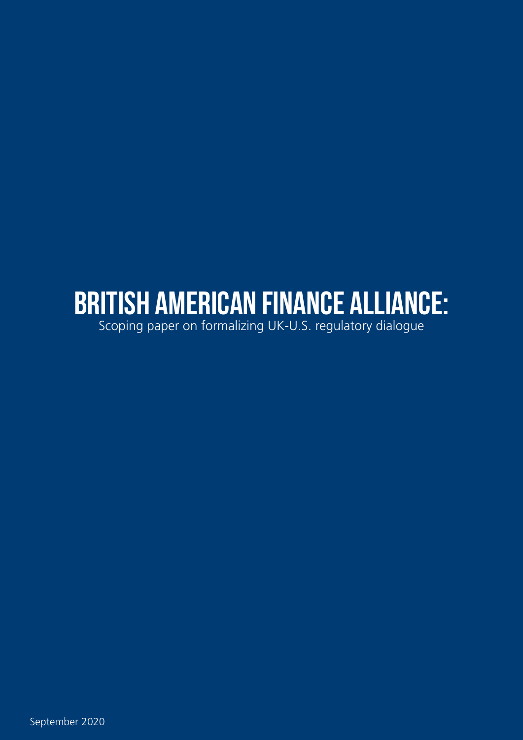# BRITISH AMERICAN FINANCE ALLIANCE:

Scoping paper on formalizing UK-U.S. regulatory dialogue

September 2020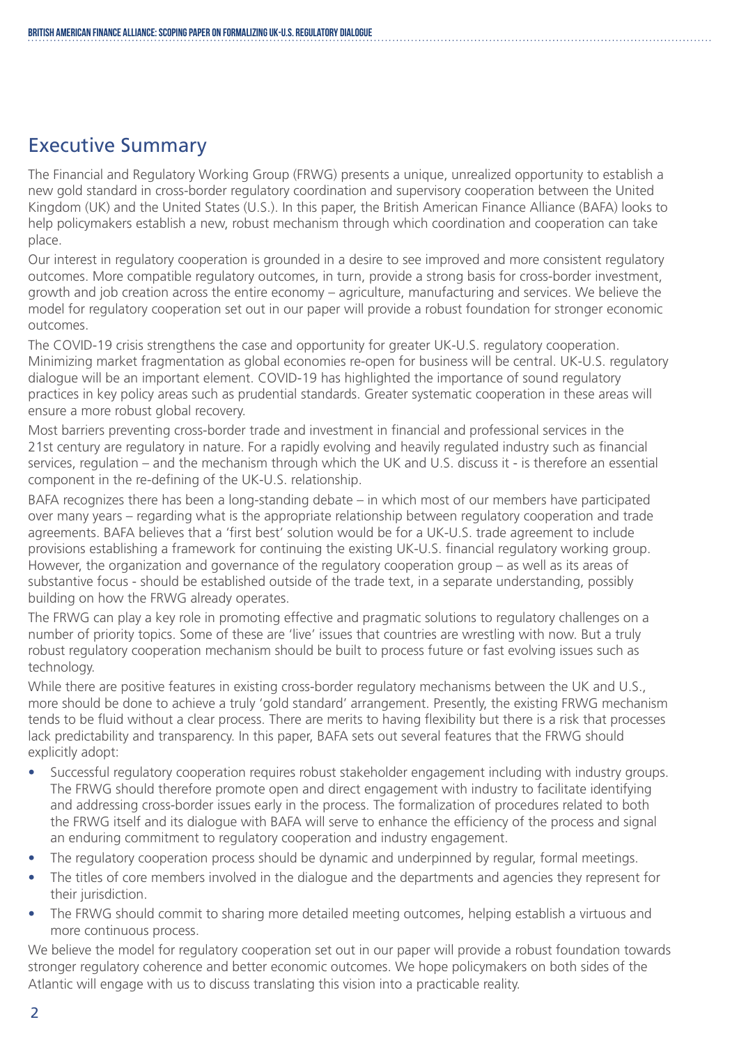## Executive Summary

The Financial and Regulatory Working Group (FRWG) presents a unique, unrealized opportunity to establish a new gold standard in cross-border regulatory coordination and supervisory cooperation between the United Kingdom (UK) and the United States (U.S.). In this paper, the British American Finance Alliance (BAFA) looks to help policymakers establish a new, robust mechanism through which coordination and cooperation can take place.

Our interest in regulatory cooperation is grounded in a desire to see improved and more consistent regulatory outcomes. More compatible regulatory outcomes, in turn, provide a strong basis for cross-border investment, growth and job creation across the entire economy – agriculture, manufacturing and services. We believe the model for regulatory cooperation set out in our paper will provide a robust foundation for stronger economic outcomes.

The COVID-19 crisis strengthens the case and opportunity for greater UK-U.S. regulatory cooperation. Minimizing market fragmentation as global economies re-open for business will be central. UK-U.S. regulatory dialogue will be an important element. COVID-19 has highlighted the importance of sound regulatory practices in key policy areas such as prudential standards. Greater systematic cooperation in these areas will ensure a more robust global recovery.

Most barriers preventing cross-border trade and investment in financial and professional services in the 21st century are regulatory in nature. For a rapidly evolving and heavily regulated industry such as financial services, regulation – and the mechanism through which the UK and U.S. discuss it - is therefore an essential component in the re-defining of the UK-U.S. relationship.

BAFA recognizes there has been a long-standing debate – in which most of our members have participated over many years – regarding what is the appropriate relationship between regulatory cooperation and trade agreements. BAFA believes that a 'first best' solution would be for a UK-U.S. trade agreement to include provisions establishing a framework for continuing the existing UK-U.S. financial regulatory working group. However, the organization and governance of the regulatory cooperation group – as well as its areas of substantive focus - should be established outside of the trade text, in a separate understanding, possibly building on how the FRWG already operates.

The FRWG can play a key role in promoting effective and pragmatic solutions to regulatory challenges on a number of priority topics. Some of these are 'live' issues that countries are wrestling with now. But a truly robust regulatory cooperation mechanism should be built to process future or fast evolving issues such as technology.

While there are positive features in existing cross-border regulatory mechanisms between the UK and U.S., more should be done to achieve a truly 'gold standard' arrangement. Presently, the existing FRWG mechanism tends to be fluid without a clear process. There are merits to having flexibility but there is a risk that processes lack predictability and transparency. In this paper, BAFA sets out several features that the FRWG should explicitly adopt:

- Successful regulatory cooperation requires robust stakeholder engagement including with industry groups. The FRWG should therefore promote open and direct engagement with industry to facilitate identifying and addressing cross-border issues early in the process. The formalization of procedures related to both the FRWG itself and its dialogue with BAFA will serve to enhance the efficiency of the process and signal an enduring commitment to regulatory cooperation and industry engagement.
- The regulatory cooperation process should be dynamic and underpinned by regular, formal meetings.
- The titles of core members involved in the dialogue and the departments and agencies they represent for their jurisdiction.
- The FRWG should commit to sharing more detailed meeting outcomes, helping establish a virtuous and more continuous process.

We believe the model for regulatory cooperation set out in our paper will provide a robust foundation towards stronger regulatory coherence and better economic outcomes. We hope policymakers on both sides of the Atlantic will engage with us to discuss translating this vision into a practicable reality.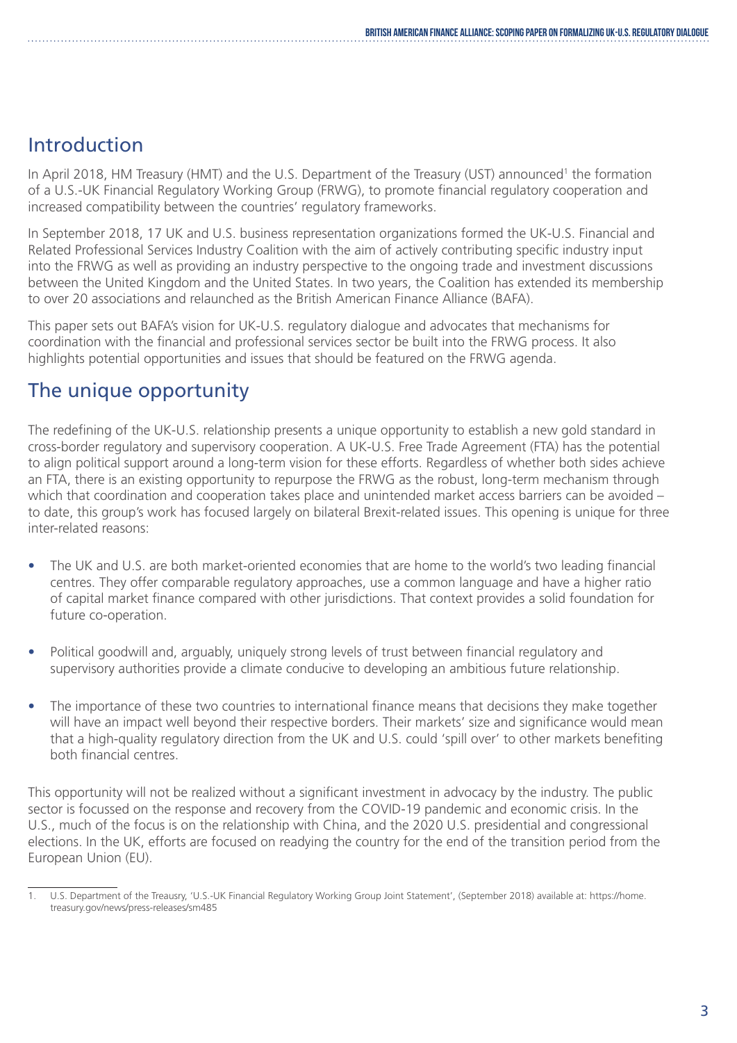## Introduction

In April 2018, HM Treasury (HMT) and the U.S. Department of the Treasury (UST) announced[1] the formation of a U.S.-UK Financial Regulatory Working Group (FRWG), to promote financial regulatory cooperation and increased compatibility between the countries' regulatory frameworks.

In September 2018, 17 UK and U.S. business representation organizations formed the UK-U.S. Financial and Related Professional Services Industry Coalition with the aim of actively contributing specific industry input into the FRWG as well as providing an industry perspective to the ongoing trade and investment discussions between the United Kingdom and the United States. In two years, the Coalition has extended its membership to over 20 associations and relaunched as the British American Finance Alliance (BAFA).

This paper sets out BAFA's vision for UK-U.S. regulatory dialogue and advocates that mechanisms for coordination with the financial and professional services sector be built into the FRWG process. It also highlights potential opportunities and issues that should be featured on the FRWG agenda.

## The unique opportunity

The redefining of the UK-U.S. relationship presents a unique opportunity to establish a new gold standard in cross-border regulatory and supervisory cooperation. A UK-U.S. Free Trade Agreement (FTA) has the potential to align political support around a long-term vision for these efforts. Regardless of whether both sides achieve an FTA, there is an existing opportunity to repurpose the FRWG as the robust, long-term mechanism through which that coordination and cooperation takes place and unintended market access barriers can be avoided – to date, this group's work has focused largely on bilateral Brexit-related issues. This opening is unique for three inter-related reasons:

- The UK and U.S. are both market-oriented economies that are home to the world's two leading financial centres. They offer comparable regulatory approaches, use a common language and have a higher ratio of capital market finance compared with other jurisdictions. That context provides a solid foundation for future co-operation.

- Political goodwill and, arguably, uniquely strong levels of trust between financial regulatory and supervisory authorities provide a climate conducive to developing an ambitious future relationship.

- The importance of these two countries to international finance means that decisions they make together will have an impact well beyond their respective borders. Their markets' size and significance would mean that a high-quality regulatory direction from the UK and U.S. could 'spill over' to other markets benefiting both financial centres.

This opportunity will not be realized without a significant investment in advocacy by the industry. The public sector is focussed on the response and recovery from the COVID-19 pandemic and economic crisis. In the U.S., much of the focus is on the relationship with China, and the 2020 U.S. presidential and congressional elections. In the UK, efforts are focused on readying the country for the end of the transition period from the European Union (EU).

---

1. U.S. Department of the Treausry, 'U.S.-UK Financial Regulatory Working Group Joint Statement', (September 2018) available at: https://home.treasury.gov/news/press-releases/sm485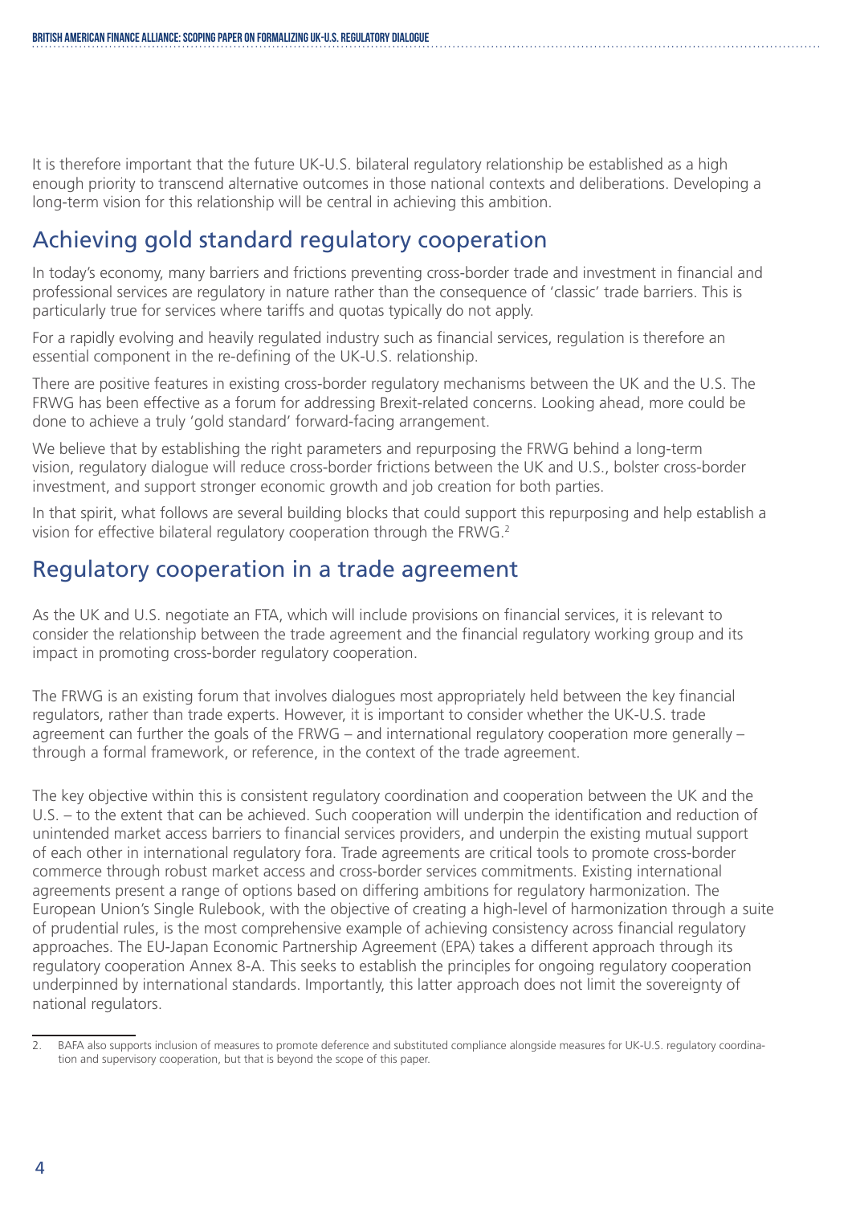It is therefore important that the future UK-U.S. bilateral regulatory relationship be established as a high enough priority to transcend alternative outcomes in those national contexts and deliberations. Developing a long-term vision for this relationship will be central in achieving this ambition.

## Achieving gold standard regulatory cooperation

In today's economy, many barriers and frictions preventing cross-border trade and investment in financial and professional services are regulatory in nature rather than the consequence of 'classic' trade barriers. This is particularly true for services where tariffs and quotas typically do not apply.

For a rapidly evolving and heavily regulated industry such as financial services, regulation is therefore an essential component in the re-defining of the UK-U.S. relationship.

There are positive features in existing cross-border regulatory mechanisms between the UK and the U.S. The FRWG has been effective as a forum for addressing Brexit-related concerns. Looking ahead, more could be done to achieve a truly 'gold standard' forward-facing arrangement.

We believe that by establishing the right parameters and repurposing the FRWG behind a long-term vision, regulatory dialogue will reduce cross-border frictions between the UK and U.S., bolster cross-border investment, and support stronger economic growth and job creation for both parties.

In that spirit, what follows are several building blocks that could support this repurposing and help establish a vision for effective bilateral regulatory cooperation through the FRWG.[2]

## Regulatory cooperation in a trade agreement

As the UK and U.S. negotiate an FTA, which will include provisions on financial services, it is relevant to consider the relationship between the trade agreement and the financial regulatory working group and its impact in promoting cross-border regulatory cooperation.

The FRWG is an existing forum that involves dialogues most appropriately held between the key financial regulators, rather than trade experts. However, it is important to consider whether the UK-U.S. trade agreement can further the goals of the FRWG – and international regulatory cooperation more generally – through a formal framework, or reference, in the context of the trade agreement.

The key objective within this is consistent regulatory coordination and cooperation between the UK and the U.S. – to the extent that can be achieved. Such cooperation will underpin the identification and reduction of unintended market access barriers to financial services providers, and underpin the existing mutual support of each other in international regulatory fora. Trade agreements are critical tools to promote cross-border commerce through robust market access and cross-border services commitments. Existing international agreements present a range of options based on differing ambitions for regulatory harmonization. The European Union's Single Rulebook, with the objective of creating a high-level of harmonization through a suite of prudential rules, is the most comprehensive example of achieving consistency across financial regulatory approaches. The EU-Japan Economic Partnership Agreement (EPA) takes a different approach through its regulatory cooperation Annex 8-A. This seeks to establish the principles for ongoing regulatory cooperation underpinned by international standards. Importantly, this latter approach does not limit the sovereignty of national regulators.

2. BAFA also supports inclusion of measures to promote deference and substituted compliance alongside measures for UK-U.S. regulatory coordination and supervisory cooperation, but that is beyond the scope of this paper.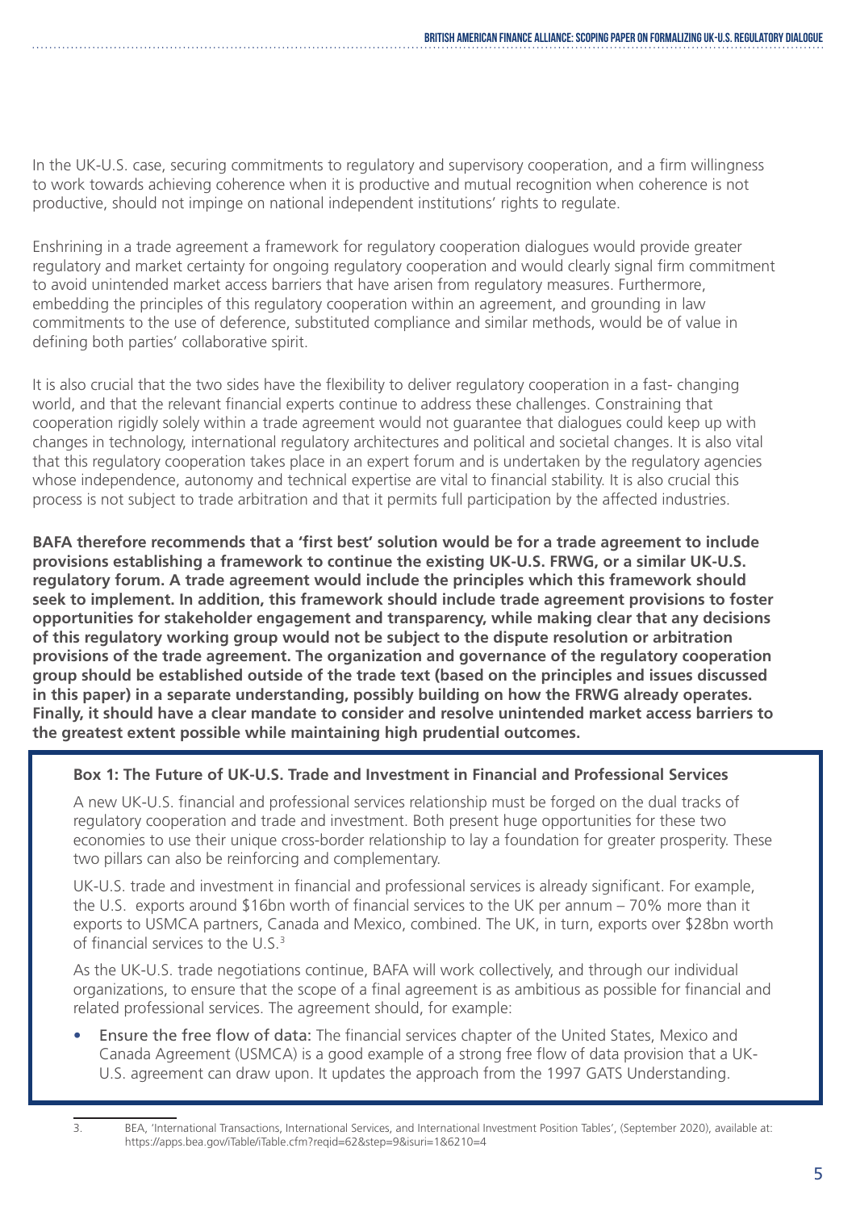In the UK-U.S. case, securing commitments to regulatory and supervisory cooperation, and a firm willingness to work towards achieving coherence when it is productive and mutual recognition when coherence is not productive, should not impinge on national independent institutions' rights to regulate.

Enshrining in a trade agreement a framework for regulatory cooperation dialogues would provide greater regulatory and market certainty for ongoing regulatory cooperation and would clearly signal firm commitment to avoid unintended market access barriers that have arisen from regulatory measures. Furthermore, embedding the principles of this regulatory cooperation within an agreement, and grounding in law commitments to the use of deference, substituted compliance and similar methods, would be of value in defining both parties' collaborative spirit.

It is also crucial that the two sides have the flexibility to deliver regulatory cooperation in a fast- changing world, and that the relevant financial experts continue to address these challenges. Constraining that cooperation rigidly solely within a trade agreement would not guarantee that dialogues could keep up with changes in technology, international regulatory architectures and political and societal changes. It is also vital that this regulatory cooperation takes place in an expert forum and is undertaken by the regulatory agencies whose independence, autonomy and technical expertise are vital to financial stability. It is also crucial this process is not subject to trade arbitration and that it permits full participation by the affected industries.

**BAFA therefore recommends that a 'first best' solution would be for a trade agreement to include provisions establishing a framework to continue the existing UK-U.S. FRWG, or a similar UK-U.S. regulatory forum. A trade agreement would include the principles which this framework should seek to implement. In addition, this framework should include trade agreement provisions to foster opportunities for stakeholder engagement and transparency, while making clear that any decisions of this regulatory working group would not be subject to the dispute resolution or arbitration provisions of the trade agreement. The organization and governance of the regulatory cooperation group should be established outside of the trade text (based on the principles and issues discussed in this paper) in a separate understanding, possibly building on how the FRWG already operates. Finally, it should have a clear mandate to consider and resolve unintended market access barriers to the greatest extent possible while maintaining high prudential outcomes.**

**Box 1: The Future of UK-U.S. Trade and Investment in Financial and Professional Services**

A new UK-U.S. financial and professional services relationship must be forged on the dual tracks of regulatory cooperation and trade and investment. Both present huge opportunities for these two economies to use their unique cross-border relationship to lay a foundation for greater prosperity. These two pillars can also be reinforcing and complementary.

UK-U.S. trade and investment in financial and professional services is already significant. For example, the U.S. exports around $16bn worth of financial services to the UK per annum – 70% more than it exports to USMCA partners, Canada and Mexico, combined. The UK, in turn, exports over $28bn worth of financial services to the U.S.[3]

As the UK-U.S. trade negotiations continue, BAFA will work collectively, and through our individual organizations, to ensure that the scope of a final agreement is as ambitious as possible for financial and related professional services. The agreement should, for example:

- Ensure the free flow of data: The financial services chapter of the United States, Mexico and Canada Agreement (USMCA) is a good example of a strong free flow of data provision that a UK-U.S. agreement can draw upon. It updates the approach from the 1997 GATS Understanding.

3. BEA, 'International Transactions, International Services, and International Investment Position Tables', (September 2020), available at: https://apps.bea.gov/iTable/iTable.cfm?reqid=62&step=9&isuri=1&6210=4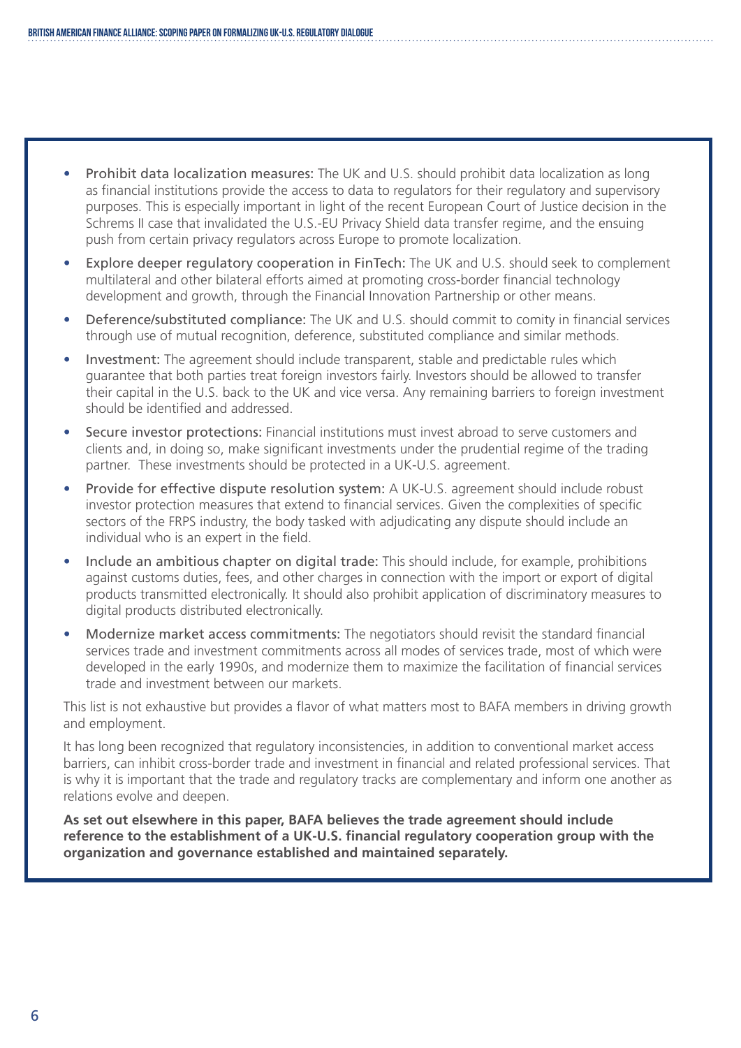- **Prohibit data localization measures:** The UK and U.S. should prohibit data localization as long as financial institutions provide the access to data to regulators for their regulatory and supervisory purposes. This is especially important in light of the recent European Court of Justice decision in the Schrems II case that invalidated the U.S.-EU Privacy Shield data transfer regime, and the ensuing push from certain privacy regulators across Europe to promote localization.
- **Explore deeper regulatory cooperation in FinTech:** The UK and U.S. should seek to complement multilateral and other bilateral efforts aimed at promoting cross-border financial technology development and growth, through the Financial Innovation Partnership or other means.
- **Deference/substituted compliance:** The UK and U.S. should commit to comity in financial services through use of mutual recognition, deference, substituted compliance and similar methods.
- **Investment:** The agreement should include transparent, stable and predictable rules which guarantee that both parties treat foreign investors fairly. Investors should be allowed to transfer their capital in the U.S. back to the UK and vice versa. Any remaining barriers to foreign investment should be identified and addressed.
- **Secure investor protections:** Financial institutions must invest abroad to serve customers and clients and, in doing so, make significant investments under the prudential regime of the trading partner. These investments should be protected in a UK-U.S. agreement.
- **Provide for effective dispute resolution system:** A UK-U.S. agreement should include robust investor protection measures that extend to financial services. Given the complexities of specific sectors of the FRPS industry, the body tasked with adjudicating any dispute should include an individual who is an expert in the field.
- **Include an ambitious chapter on digital trade:** This should include, for example, prohibitions against customs duties, fees, and other charges in connection with the import or export of digital products transmitted electronically. It should also prohibit application of discriminatory measures to digital products distributed electronically.
- **Modernize market access commitments:** The negotiators should revisit the standard financial services trade and investment commitments across all modes of services trade, most of which were developed in the early 1990s, and modernize them to maximize the facilitation of financial services trade and investment between our markets.

This list is not exhaustive but provides a flavor of what matters most to BAFA members in driving growth and employment.

It has long been recognized that regulatory inconsistencies, in addition to conventional market access barriers, can inhibit cross-border trade and investment in financial and related professional services. That is why it is important that the trade and regulatory tracks are complementary and inform one another as relations evolve and deepen.

**As set out elsewhere in this paper, BAFA believes the trade agreement should include reference to the establishment of a UK-U.S. financial regulatory cooperation group with the organization and governance established and maintained separately.**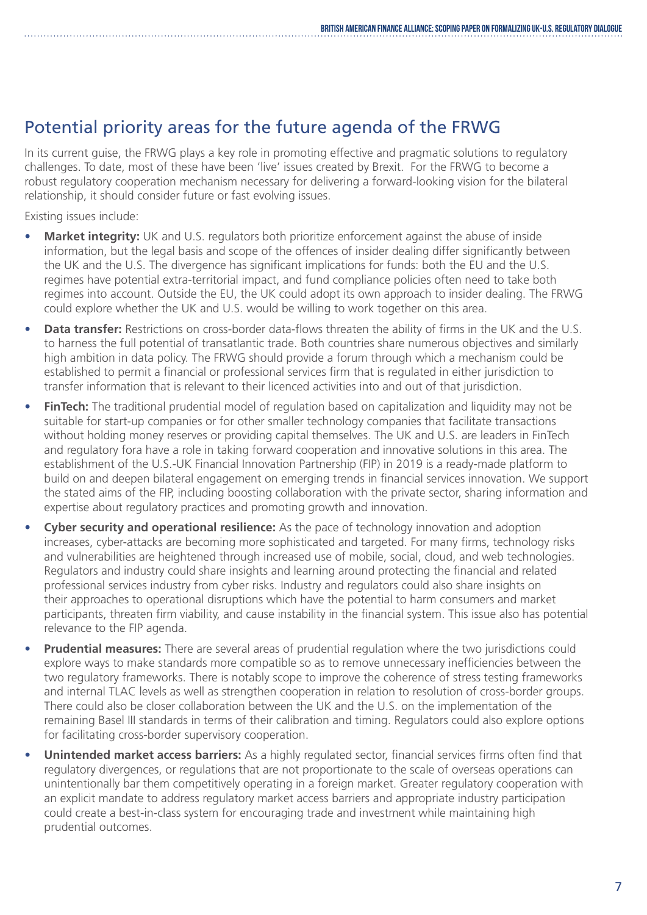## Potential priority areas for the future agenda of the FRWG

In its current guise, the FRWG plays a key role in promoting effective and pragmatic solutions to regulatory challenges. To date, most of these have been 'live' issues created by Brexit. For the FRWG to become a robust regulatory cooperation mechanism necessary for delivering a forward-looking vision for the bilateral relationship, it should consider future or fast evolving issues.

Existing issues include:

- **Market integrity:** UK and U.S. regulators both prioritize enforcement against the abuse of inside information, but the legal basis and scope of the offences of insider dealing differ significantly between the UK and the U.S. The divergence has significant implications for funds: both the EU and the U.S. regimes have potential extra-territorial impact, and fund compliance policies often need to take both regimes into account. Outside the EU, the UK could adopt its own approach to insider dealing. The FRWG could explore whether the UK and U.S. would be willing to work together on this area.
- **Data transfer:** Restrictions on cross-border data-flows threaten the ability of firms in the UK and the U.S. to harness the full potential of transatlantic trade. Both countries share numerous objectives and similarly high ambition in data policy. The FRWG should provide a forum through which a mechanism could be established to permit a financial or professional services firm that is regulated in either jurisdiction to transfer information that is relevant to their licenced activities into and out of that jurisdiction.
- **FinTech:** The traditional prudential model of regulation based on capitalization and liquidity may not be suitable for start-up companies or for other smaller technology companies that facilitate transactions without holding money reserves or providing capital themselves. The UK and U.S. are leaders in FinTech and regulatory fora have a role in taking forward cooperation and innovative solutions in this area. The establishment of the U.S.-UK Financial Innovation Partnership (FIP) in 2019 is a ready-made platform to build on and deepen bilateral engagement on emerging trends in financial services innovation. We support the stated aims of the FIP, including boosting collaboration with the private sector, sharing information and expertise about regulatory practices and promoting growth and innovation.
- **Cyber security and operational resilience:** As the pace of technology innovation and adoption increases, cyber-attacks are becoming more sophisticated and targeted. For many firms, technology risks and vulnerabilities are heightened through increased use of mobile, social, cloud, and web technologies. Regulators and industry could share insights and learning around protecting the financial and related professional services industry from cyber risks. Industry and regulators could also share insights on their approaches to operational disruptions which have the potential to harm consumers and market participants, threaten firm viability, and cause instability in the financial system. This issue also has potential relevance to the FIP agenda.
- **Prudential measures:** There are several areas of prudential regulation where the two jurisdictions could explore ways to make standards more compatible so as to remove unnecessary inefficiencies between the two regulatory frameworks. There is notably scope to improve the coherence of stress testing frameworks and internal TLAC levels as well as strengthen cooperation in relation to resolution of cross-border groups. There could also be closer collaboration between the UK and the U.S. on the implementation of the remaining Basel III standards in terms of their calibration and timing. Regulators could also explore options for facilitating cross-border supervisory cooperation.
- **Unintended market access barriers:** As a highly regulated sector, financial services firms often find that regulatory divergences, or regulations that are not proportionate to the scale of overseas operations can unintentionally bar them competitively operating in a foreign market. Greater regulatory cooperation with an explicit mandate to address regulatory market access barriers and appropriate industry participation could create a best-in-class system for encouraging trade and investment while maintaining high prudential outcomes.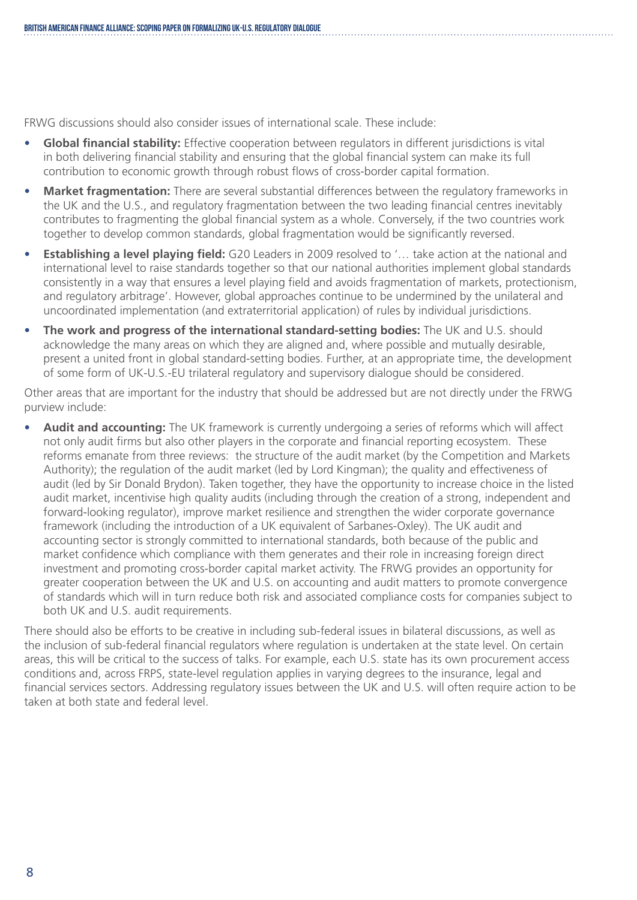FRWG discussions should also consider issues of international scale. These include:

- **Global financial stability:** Effective cooperation between regulators in different jurisdictions is vital in both delivering financial stability and ensuring that the global financial system can make its full contribution to economic growth through robust flows of cross-border capital formation.
- **Market fragmentation:** There are several substantial differences between the regulatory frameworks in the UK and the U.S., and regulatory fragmentation between the two leading financial centres inevitably contributes to fragmenting the global financial system as a whole. Conversely, if the two countries work together to develop common standards, global fragmentation would be significantly reversed.
- **Establishing a level playing field:** G20 Leaders in 2009 resolved to '… take action at the national and international level to raise standards together so that our national authorities implement global standards consistently in a way that ensures a level playing field and avoids fragmentation of markets, protectionism, and regulatory arbitrage'. However, global approaches continue to be undermined by the unilateral and uncoordinated implementation (and extraterritorial application) of rules by individual jurisdictions.
- **The work and progress of the international standard-setting bodies:** The UK and U.S. should acknowledge the many areas on which they are aligned and, where possible and mutually desirable, present a united front in global standard-setting bodies. Further, at an appropriate time, the development of some form of UK-U.S.-EU trilateral regulatory and supervisory dialogue should be considered.

Other areas that are important for the industry that should be addressed but are not directly under the FRWG purview include:

- **Audit and accounting:** The UK framework is currently undergoing a series of reforms which will affect not only audit firms but also other players in the corporate and financial reporting ecosystem. These reforms emanate from three reviews: the structure of the audit market (by the Competition and Markets Authority); the regulation of the audit market (led by Lord Kingman); the quality and effectiveness of audit (led by Sir Donald Brydon). Taken together, they have the opportunity to increase choice in the listed audit market, incentivise high quality audits (including through the creation of a strong, independent and forward-looking regulator), improve market resilience and strengthen the wider corporate governance framework (including the introduction of a UK equivalent of Sarbanes-Oxley). The UK audit and accounting sector is strongly committed to international standards, both because of the public and market confidence which compliance with them generates and their role in increasing foreign direct investment and promoting cross-border capital market activity. The FRWG provides an opportunity for greater cooperation between the UK and U.S. on accounting and audit matters to promote convergence of standards which will in turn reduce both risk and associated compliance costs for companies subject to both UK and U.S. audit requirements.

There should also be efforts to be creative in including sub-federal issues in bilateral discussions, as well as the inclusion of sub-federal financial regulators where regulation is undertaken at the state level. On certain areas, this will be critical to the success of talks. For example, each U.S. state has its own procurement access conditions and, across FRPS, state-level regulation applies in varying degrees to the insurance, legal and financial services sectors. Addressing regulatory issues between the UK and U.S. will often require action to be taken at both state and federal level.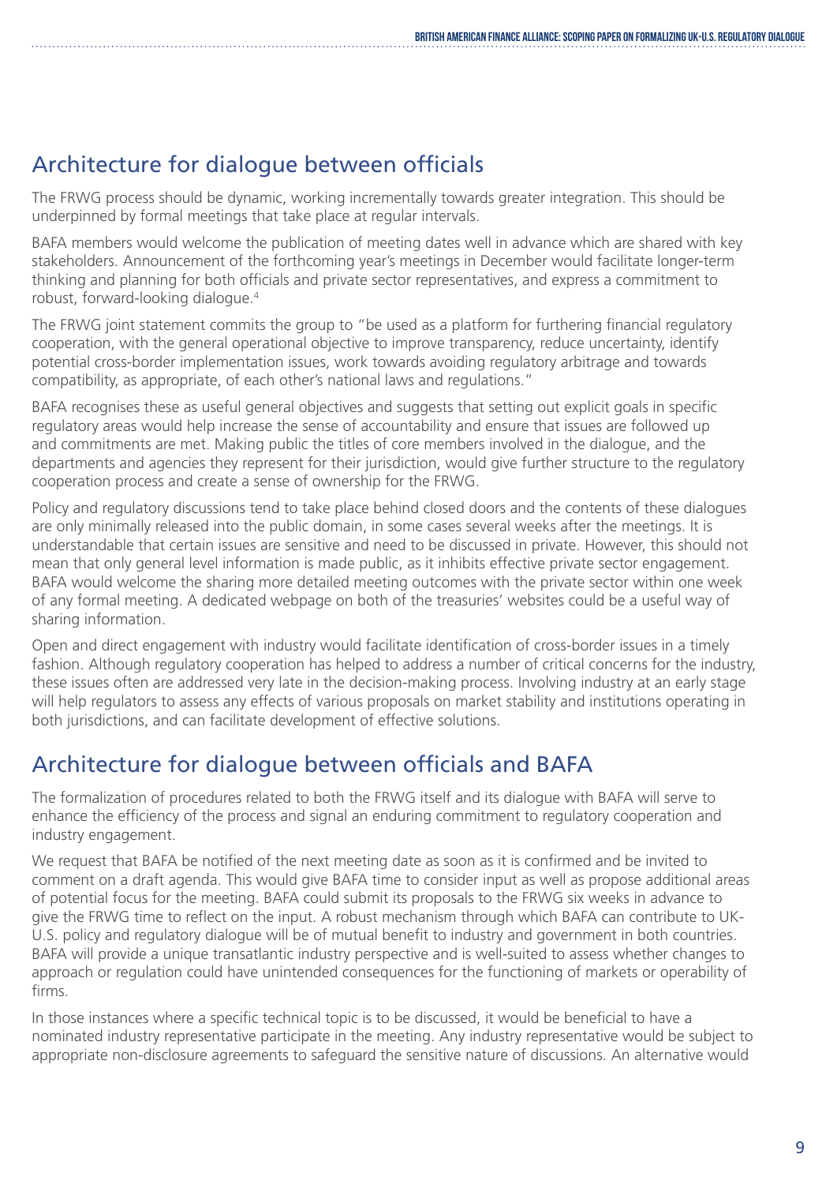## Architecture for dialogue between officials

The FRWG process should be dynamic, working incrementally towards greater integration. This should be underpinned by formal meetings that take place at regular intervals.

BAFA members would welcome the publication of meeting dates well in advance which are shared with key stakeholders. Announcement of the forthcoming year's meetings in December would facilitate longer-term thinking and planning for both officials and private sector representatives, and express a commitment to robust, forward-looking dialogue.[4]

The FRWG joint statement commits the group to "be used as a platform for furthering financial regulatory cooperation, with the general operational objective to improve transparency, reduce uncertainty, identify potential cross-border implementation issues, work towards avoiding regulatory arbitrage and towards compatibility, as appropriate, of each other's national laws and regulations."

BAFA recognises these as useful general objectives and suggests that setting out explicit goals in specific regulatory areas would help increase the sense of accountability and ensure that issues are followed up and commitments are met. Making public the titles of core members involved in the dialogue, and the departments and agencies they represent for their jurisdiction, would give further structure to the regulatory cooperation process and create a sense of ownership for the FRWG.

Policy and regulatory discussions tend to take place behind closed doors and the contents of these dialogues are only minimally released into the public domain, in some cases several weeks after the meetings. It is understandable that certain issues are sensitive and need to be discussed in private. However, this should not mean that only general level information is made public, as it inhibits effective private sector engagement. BAFA would welcome the sharing more detailed meeting outcomes with the private sector within one week of any formal meeting. A dedicated webpage on both of the treasuries' websites could be a useful way of sharing information.

Open and direct engagement with industry would facilitate identification of cross-border issues in a timely fashion. Although regulatory cooperation has helped to address a number of critical concerns for the industry, these issues often are addressed very late in the decision-making process. Involving industry at an early stage will help regulators to assess any effects of various proposals on market stability and institutions operating in both jurisdictions, and can facilitate development of effective solutions.

## Architecture for dialogue between officials and BAFA

The formalization of procedures related to both the FRWG itself and its dialogue with BAFA will serve to enhance the efficiency of the process and signal an enduring commitment to regulatory cooperation and industry engagement.

We request that BAFA be notified of the next meeting date as soon as it is confirmed and be invited to comment on a draft agenda. This would give BAFA time to consider input as well as propose additional areas of potential focus for the meeting. BAFA could submit its proposals to the FRWG six weeks in advance to give the FRWG time to reflect on the input. A robust mechanism through which BAFA can contribute to UK-U.S. policy and regulatory dialogue will be of mutual benefit to industry and government in both countries. BAFA will provide a unique transatlantic industry perspective and is well-suited to assess whether changes to approach or regulation could have unintended consequences for the functioning of markets or operability of firms.

In those instances where a specific technical topic is to be discussed, it would be beneficial to have a nominated industry representative participate in the meeting. Any industry representative would be subject to appropriate non-disclosure agreements to safeguard the sensitive nature of discussions. An alternative would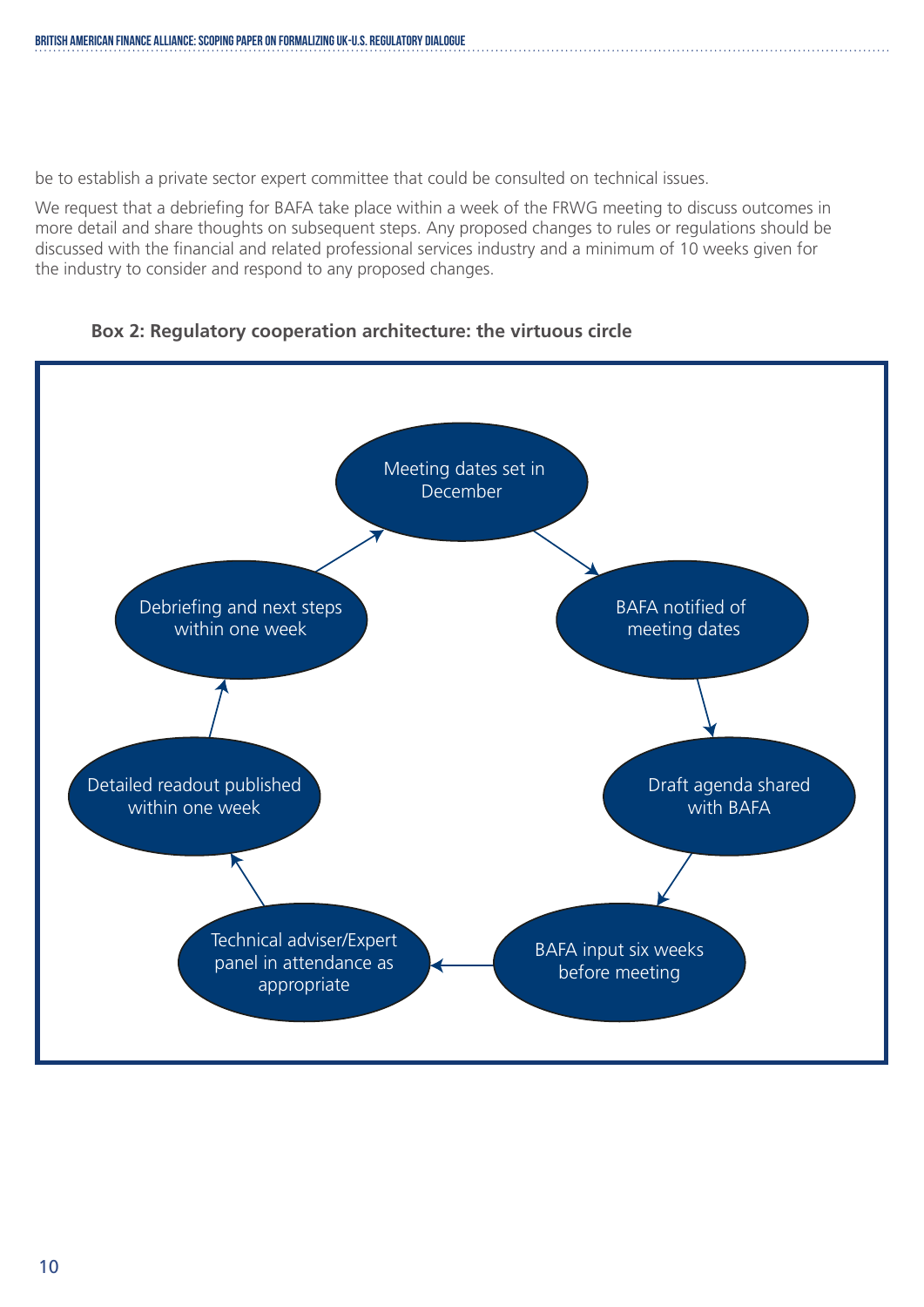be to establish a private sector expert committee that could be consulted on technical issues.

We request that a debriefing for BAFA take place within a week of the FRWG meeting to discuss outcomes in more detail and share thoughts on subsequent steps. Any proposed changes to rules or regulations should be discussed with the financial and related professional services industry and a minimum of 10 weeks given for the industry to consider and respond to any proposed changes.

**Box 2: Regulatory cooperation architecture: the virtuous circle**

- Meeting dates set in December
- BAFA notified of meeting dates
- Draft agenda shared with BAFA
- BAFA input six weeks before meeting
- Technical adviser/Expert panel in attendance as appropriate
- Detailed readout published within one week
- Debriefing and next steps within one week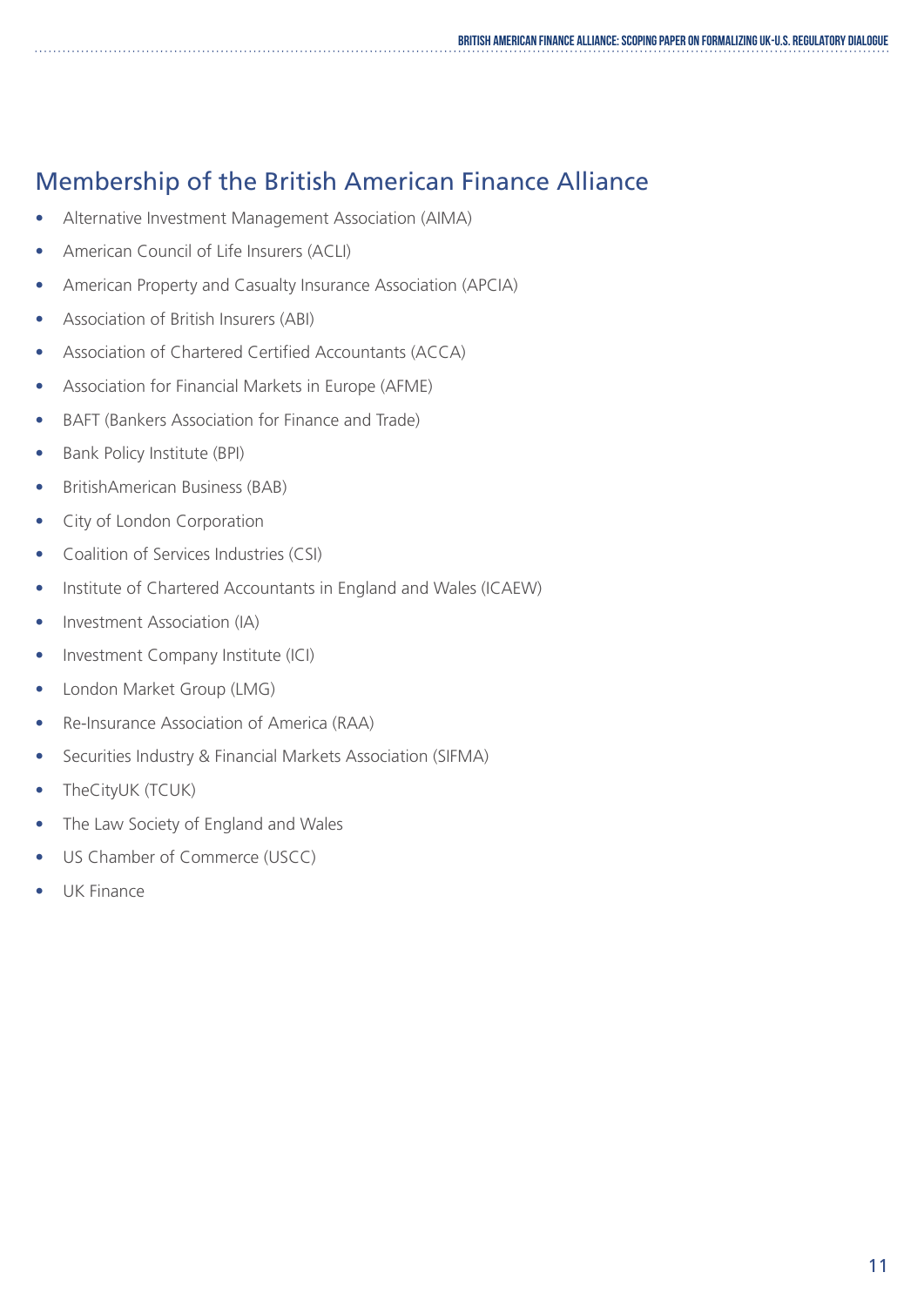## Membership of the British American Finance Alliance

- Alternative Investment Management Association (AIMA)
- American Council of Life Insurers (ACLI)
- American Property and Casualty Insurance Association (APCIA)
- Association of British Insurers (ABI)
- Association of Chartered Certified Accountants (ACCA)
- Association for Financial Markets in Europe (AFME)
- BAFT (Bankers Association for Finance and Trade)
- Bank Policy Institute (BPI)
- BritishAmerican Business (BAB)
- City of London Corporation
- Coalition of Services Industries (CSI)
- Institute of Chartered Accountants in England and Wales (ICAEW)
- Investment Association (IA)
- Investment Company Institute (ICI)
- London Market Group (LMG)
- Re-Insurance Association of America (RAA)
- Securities Industry & Financial Markets Association (SIFMA)
- TheCityUK (TCUK)
- The Law Society of England and Wales
- US Chamber of Commerce (USCC)
- UK Finance